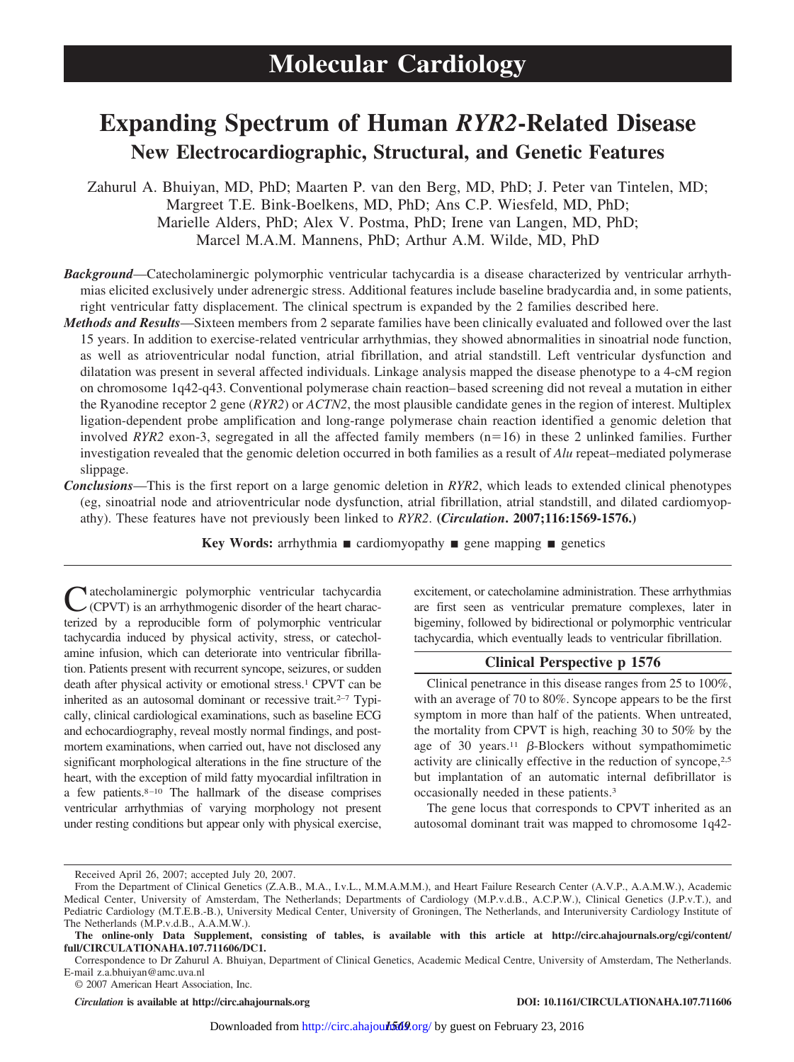# Molecular Cardiology

# Expanding Spectrum of Human *RYR2*-Related Disease

## New Electrocardiographic, Structural, and Genetic Features

Zahurul A. Bhuiyan, MD, PhD; Maarten P. van den Berg, MD, PhD; J. Peter van Tintelen, MD; Margreet T.E. Bink-Boelkens, MD, PhD; Ans C.P. Wiesfeld, MD, PhD; Marielle Alders, PhD; Alex V. Postma, PhD; Irene van Langen, MD, PhD; Marcel M.A.M. Mannens, PhD; Arthur A.M. Wilde, MD, PhD

***Background***—Catecholaminergic polymorphic ventricular tachycardia is a disease characterized by ventricular arrhythmias elicited exclusively under adrenergic stress. Additional features include baseline bradycardia and, in some patients, right ventricular fatty displacement. The clinical spectrum is expanded by the 2 families described here.

***Methods and Results***—Sixteen members from 2 separate families have been clinically evaluated and followed over the last 15 years. In addition to exercise-related ventricular arrhythmias, they showed abnormalities in sinoatrial node function, as well as atrioventricular nodal function, atrial fibrillation, and atrial standstill. Left ventricular dysfunction and dilatation was present in several affected individuals. Linkage analysis mapped the disease phenotype to a 4-cM region on chromosome 1q42-q43. Conventional polymerase chain reaction–based screening did not reveal a mutation in either the Ryanodine receptor 2 gene (*RYR2*) or *ACTN2*, the most plausible candidate genes in the region of interest. Multiplex ligation-dependent probe amplification and long-range polymerase chain reaction identified a genomic deletion that involved *RYR2* exon-3, segregated in all the affected family members (n=16) in these 2 unlinked families. Further investigation revealed that the genomic deletion occurred in both families as a result of *Alu* repeat–mediated polymerase slippage.

***Conclusions***—This is the first report on a large genomic deletion in *RYR2*, which leads to extended clinical phenotypes (eg, sinoatrial node and atrioventricular node dysfunction, atrial fibrillation, atrial standstill, and dilated cardiomyopathy). These features have not previously been linked to *RYR2*. (***Circulation*. 2007;116:1569-1576.**)

**Key Words:** arrhythmia ■ cardiomyopathy ■ gene mapping ■ genetics

Catecholaminergic polymorphic ventricular tachycardia (CPVT) is an arrhythmogenic disorder of the heart characterized by a reproducible form of polymorphic ventricular tachycardia induced by physical activity, stress, or catecholamine infusion, which can deteriorate into ventricular fibrillation. Patients present with recurrent syncope, seizures, or sudden death after physical activity or emotional stress.[1] CPVT can be inherited as an autosomal dominant or recessive trait.[2–7] Typically, clinical cardiological examinations, such as baseline ECG and echocardiography, reveal mostly normal findings, and postmortem examinations, when carried out, have not disclosed any significant morphological alterations in the fine structure of the heart, with the exception of mild fatty myocardial infiltration in a few patients.[8–10] The hallmark of the disease comprises ventricular arrhythmias of varying morphology not present under resting conditions but appear only with physical exercise, excitement, or catecholamine administration. These arrhythmias are first seen as ventricular premature complexes, later in bigeminy, followed by bidirectional or polymorphic ventricular tachycardia, which eventually leads to ventricular fibrillation.

**Clinical Perspective p 1576**

Clinical penetrance in this disease ranges from 25 to 100%, with an average of 70 to 80%. Syncope appears to be the first symptom in more than half of the patients. When untreated, the mortality from CPVT is high, reaching 30 to 50% by the age of 30 years.[11] β-Blockers without sympathomimetic activity are clinically effective in the reduction of syncope,[2,5] but implantation of an automatic internal defibrillator is occasionally needed in these patients.[3]

The gene locus that corresponds to CPVT inherited as an autosomal dominant trait was mapped to chromosome 1q42-

---

Received April 26, 2007; accepted July 20, 2007.

From the Department of Clinical Genetics (Z.A.B., M.A., I.v.L., M.M.A.M.), and Heart Failure Research Center (A.V.P., A.A.M.W.), Academic Medical Center, University of Amsterdam, The Netherlands; Departments of Cardiology (M.P.v.d.B., A.C.P.W.), Clinical Genetics (J.P.v.T.), and Pediatric Cardiology (M.T.E.B.-B.), University Medical Center, University of Groningen, The Netherlands, and Interuniversity Cardiology Institute of The Netherlands (M.P.v.d.B., A.A.M.W.).

**The online-only Data Supplement, consisting of tables, is available with this article at http://circ.ahajournals.org/cgi/content/full/CIRCULATIONAHA.107.711606/DC1.**

Correspondence to Dr Zahurul A. Bhuiyan, Department of Clinical Genetics, Academic Medical Centre, University of Amsterdam, The Netherlands. E-mail z.a.bhuiyan@amc.uva.nl

© 2007 American Heart Association, Inc.

*Circulation* **is available at http://circ.ahajournals.org** **DOI: 10.1161/CIRCULATIONAHA.107.711606**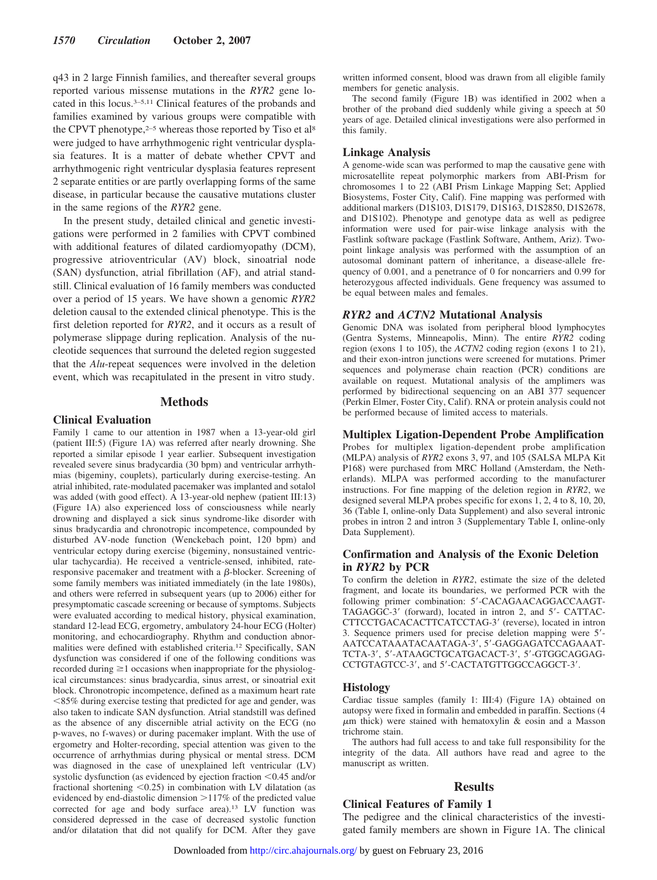q43 in 2 large Finnish families, and thereafter several groups reported various missense mutations in the *RYR2* gene located in this locus.[3–5,11] Clinical features of the probands and families examined by various groups were compatible with the CPVT phenotype,[2–5] whereas those reported by Tiso et al[8] were judged to have arrhythmogenic right ventricular dysplasia features. It is a matter of debate whether CPVT and arrhythmogenic right ventricular dysplasia features represent 2 separate entities or are partly overlapping forms of the same disease, in particular because the causative mutations cluster in the same regions of the *RYR2* gene.

In the present study, detailed clinical and genetic investigations were performed in 2 families with CPVT combined with additional features of dilated cardiomyopathy (DCM), progressive atrioventricular (AV) block, sinoatrial node (SAN) dysfunction, atrial fibrillation (AF), and atrial standstill. Clinical evaluation of 16 family members was conducted over a period of 15 years. We have shown a genomic *RYR2* deletion causal to the extended clinical phenotype. This is the first deletion reported for *RYR2*, and it occurs as a result of polymerase slippage during replication. Analysis of the nucleotide sequences that surround the deleted region suggested that the *Alu*-repeat sequences were involved in the deletion event, which was recapitulated in the present in vitro study.

## Methods

### Clinical Evaluation

Family 1 came to our attention in 1987 when a 13-year-old girl (patient III:5) (Figure 1A) was referred after nearly drowning. She reported a similar episode 1 year earlier. Subsequent investigation revealed severe sinus bradycardia (30 bpm) and ventricular arrhythmias (bigeminy, couplets), particularly during exercise-testing. An atrial inhibited, rate-modulated pacemaker was implanted and sotalol was added (with good effect). A 13-year-old nephew (patient III:13) (Figure 1A) also experienced loss of consciousness while nearly drowning and displayed a sick sinus syndrome-like disorder with sinus bradycardia and chronotropic incompetence, compounded by disturbed AV-node function (Wenckebach point, 120 bpm) and ventricular ectopy during exercise (bigeminy, nonsustained ventricular tachycardia). He received a ventricle-sensed, inhibited, rate-responsive pacemaker and treatment with a β-blocker. Screening of some family members was initiated immediately (in the late 1980s), and others were referred in subsequent years (up to 2006) either for presymptomatic cascade screening or because of symptoms. Subjects were evaluated according to medical history, physical examination, standard 12-lead ECG, ergometry, ambulatory 24-hour ECG (Holter) monitoring, and echocardiography. Rhythm and conduction abnormalities were defined with established criteria.[12] Specifically, SAN dysfunction was considered if one of the following conditions was recorded during ≥1 occasions when inappropriate for the physiological circumstances: sinus bradycardia, sinus arrest, or sinoatrial exit block. Chronotropic incompetence, defined as a maximum heart rate <85% during exercise testing that predicted for age and gender, was also taken to indicate SAN dysfunction. Atrial standstill was defined as the absence of any discernible atrial activity on the ECG (no p-waves, no f-waves) or during pacemaker implant. With the use of ergometry and Holter-recording, special attention was given to the occurrence of arrhythmias during physical or mental stress. DCM was diagnosed in the case of unexplained left ventricular (LV) systolic dysfunction (as evidenced by ejection fraction <0.45 and/or fractional shortening <0.25) in combination with LV dilatation (as evidenced by end-diastolic dimension >117% of the predicted value corrected for age and body surface area).[13] LV function was considered depressed in the case of decreased systolic function and/or dilatation that did not qualify for DCM. After they gave written informed consent, blood was drawn from all eligible family members for genetic analysis.

The second family (Figure 1B) was identified in 2002 when a brother of the proband died suddenly while giving a speech at 50 years of age. Detailed clinical investigations were also performed in this family.

### Linkage Analysis

A genome-wide scan was performed to map the causative gene with microsatellite repeat polymorphic markers from ABI-Prism for chromosomes 1 to 22 (ABI Prism Linkage Mapping Set; Applied Biosystems, Foster City, Calif). Fine mapping was performed with additional markers (D1S103, D1S179, D1S163, D1S2850, D1S2678, and D1S102). Phenotype and genotype data as well as pedigree information were used for pair-wise linkage analysis with the Fastlink software package (Fastlink Software, Anthem, Ariz). Two-point linkage analysis was performed with the assumption of an autosomal dominant pattern of inheritance, a disease-allele frequency of 0.001, and a penetrance of 0 for noncarriers and 0.99 for heterozygous affected individuals. Gene frequency was assumed to be equal between males and females.

### *RYR2* and *ACTN2* Mutational Analysis

Genomic DNA was isolated from peripheral blood lymphocytes (Gentra Systems, Minneapolis, Minn). The entire *RYR2* coding region (exons 1 to 105), the *ACTN2* coding region (exons 1 to 21), and their exon-intron junctions were screened for mutations. Primer sequences and polymerase chain reaction (PCR) conditions are available on request. Mutational analysis of the amplimers was performed by bidirectional sequencing on an ABI 377 sequencer (Perkin Elmer, Foster City, Calif). RNA or protein analysis could not be performed because of limited access to materials.

### Multiplex Ligation-Dependent Probe Amplification

Probes for multiplex ligation-dependent probe amplification (MLPA) analysis of *RYR2* exons 3, 97, and 105 (SALSA MLPA Kit P168) were purchased from MRC Holland (Amsterdam, the Netherlands). MLPA was performed according to the manufacturer instructions. For fine mapping of the deletion region in *RYR2*, we designed several MLPA probes specific for exons 1, 2, 4 to 8, 10, 20, 36 (Table I, online-only Data Supplement) and also several intronic probes in intron 2 and intron 3 (Supplementary Table I, online-only Data Supplement).

### Confirmation and Analysis of the Exonic Deletion in *RYR2* by PCR

To confirm the deletion in *RYR2*, estimate the size of the deleted fragment, and locate its boundaries, we performed PCR with the following primer combination: 5′-CACAGAACAGGACCAAGTTAGAGGC-3′ (forward), located in intron 2, and 5′- CATTACCTTCCTGACACACTTCATCCTAG-3′ (reverse), located in intron 3. Sequence primers used for precise deletion mapping were 5′-AATCCATAAATACAATAGA-3′, 5′-GAGGAGATCCAGAAATTCTA-3′, 5′-ATAAGCTGCATGACACT-3′, 5′-GTGGCAGGAGCCTGTAGTCC-3′, and 5′-CACTATGTTGGCCAGGCT-3′.

### Histology

Cardiac tissue samples (family 1: III:4) (Figure 1A) obtained on autopsy were fixed in formalin and embedded in paraffin. Sections (4 μm thick) were stained with hematoxylin & eosin and a Masson trichrome stain.

The authors had full access to and take full responsibility for the integrity of the data. All authors have read and agree to the manuscript as written.

## Results

### Clinical Features of Family 1

The pedigree and the clinical characteristics of the investigated family members are shown in Figure 1A. The clinical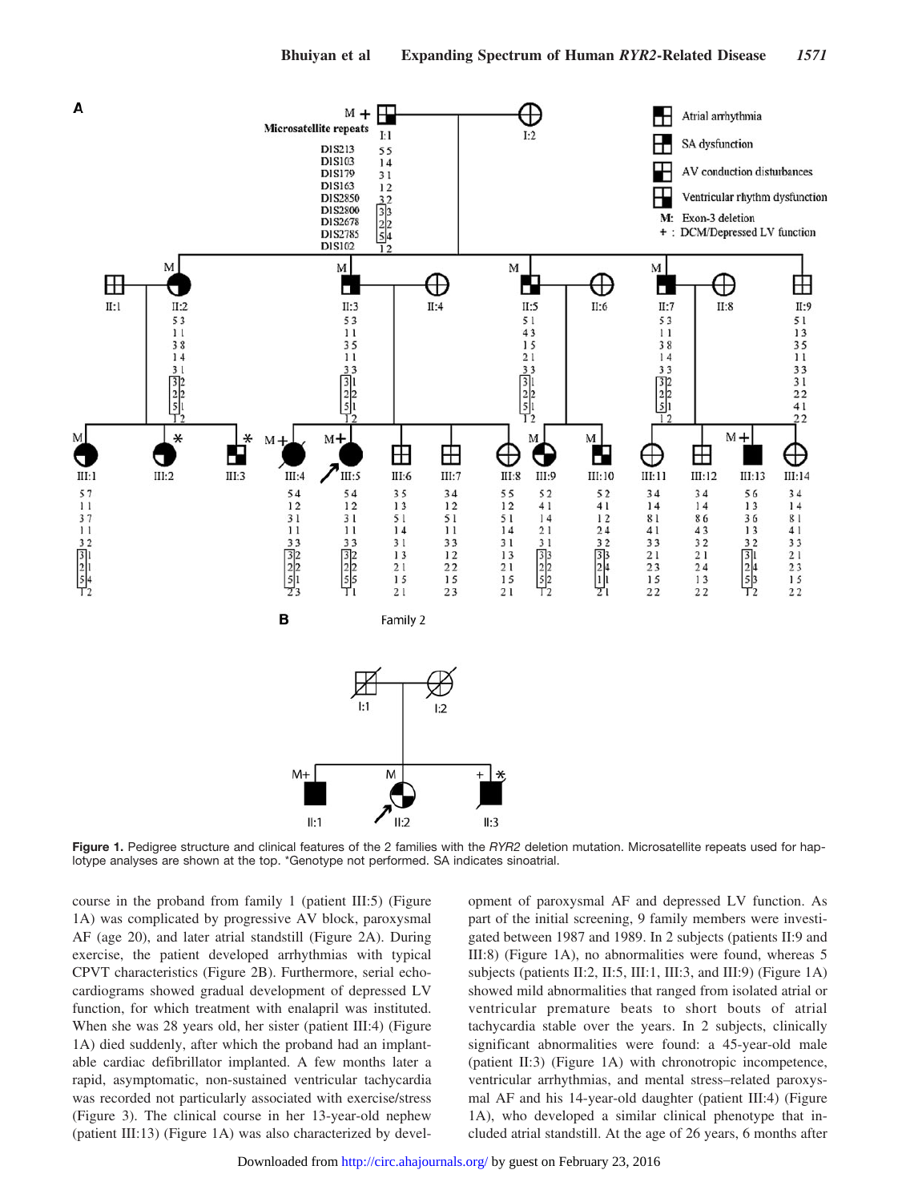**Figure 1.** Pedigree structure and clinical features of the 2 families with the *RYR2* deletion mutation. Microsatellite repeats used for haplotype analyses are shown at the top. *Genotype not performed. SA indicates sinoatrial.

course in the proband from family 1 (patient III:5) (Figure 1A) was complicated by progressive AV block, paroxysmal AF (age 20), and later atrial standstill (Figure 2A). During exercise, the patient developed arrhythmias with typical CPVT characteristics (Figure 2B). Furthermore, serial echocardiograms showed gradual development of depressed LV function, for which treatment with enalapril was instituted. When she was 28 years old, her sister (patient III:4) (Figure 1A) died suddenly, after which the proband had an implantable cardiac defibrillator implanted. A few months later a rapid, asymptomatic, non-sustained ventricular tachycardia was recorded not particularly associated with exercise/stress (Figure 3). The clinical course in her 13-year-old nephew (patient III:13) (Figure 1A) was also characterized by development of paroxysmal AF and depressed LV function. As part of the initial screening, 9 family members were investigated between 1987 and 1989. In 2 subjects (patients II:9 and III:8) (Figure 1A), no abnormalities were found, whereas 5 subjects (patients II:2, II:5, III:1, III:3, and III:9) (Figure 1A) showed mild abnormalities that ranged from isolated atrial or ventricular premature beats to short bouts of atrial tachycardia stable over the years. In 2 subjects, clinically significant abnormalities were found: a 45-year-old male (patient II:3) (Figure 1A) with chronotropic incompetence, ventricular arrhythmias, and mental stress–related paroxysmal AF and his 14-year-old daughter (patient III:4) (Figure 1A), who developed a similar clinical phenotype that included atrial standstill. At the age of 26 years, 6 months after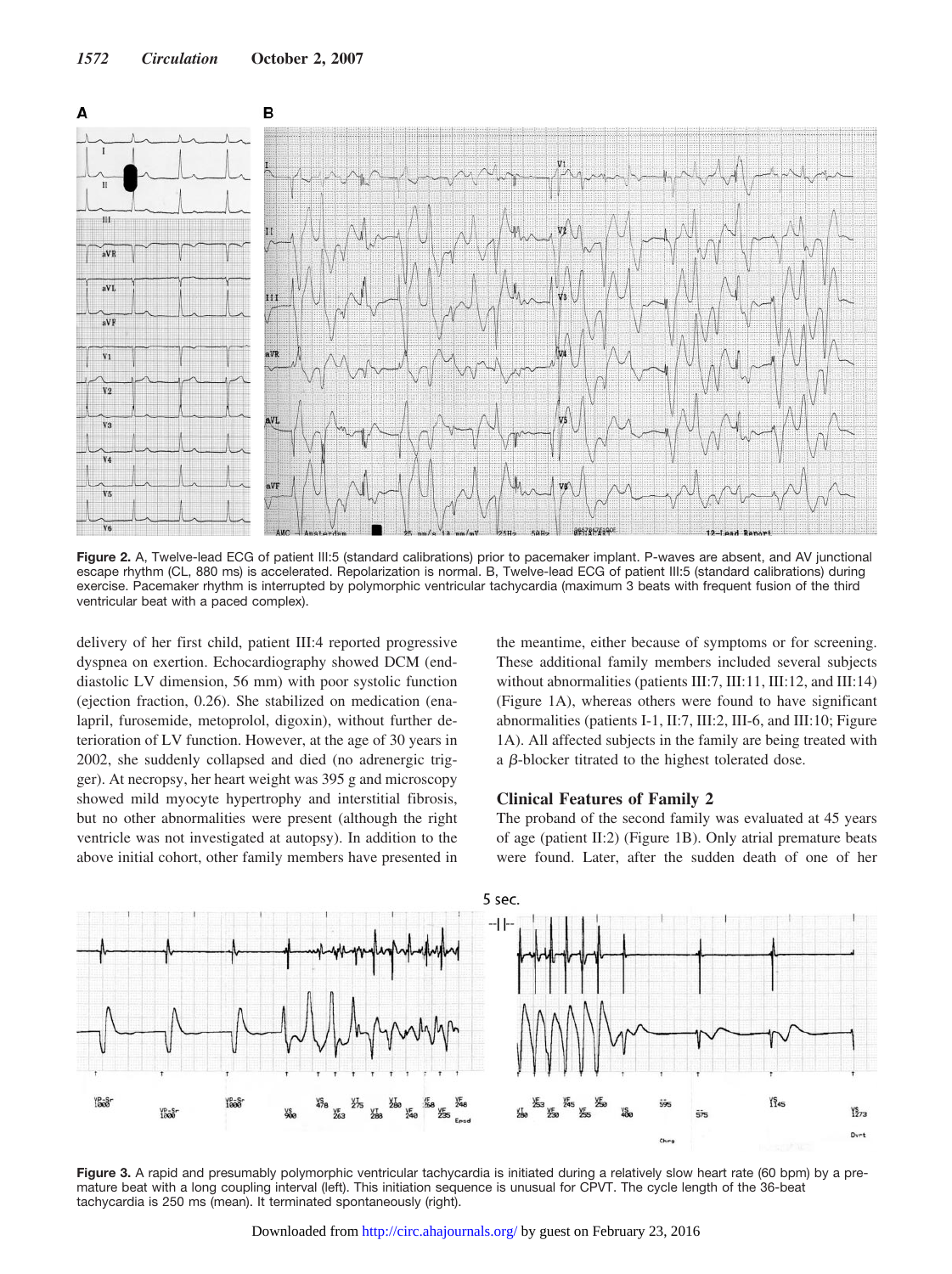**Figure 2.** A, Twelve-lead ECG of patient III:5 (standard calibrations) prior to pacemaker implant. P-waves are absent, and AV junctional escape rhythm (CL, 880 ms) is accelerated. Repolarization is normal. B, Twelve-lead ECG of patient III:5 (standard calibrations) during exercise. Pacemaker rhythm is interrupted by polymorphic ventricular tachycardia (maximum 3 beats with frequent fusion of the third ventricular beat with a paced complex).

delivery of her first child, patient III:4 reported progressive dyspnea on exertion. Echocardiography showed DCM (end-diastolic LV dimension, 56 mm) with poor systolic function (ejection fraction, 0.26). She stabilized on medication (enalapril, furosemide, metoprolol, digoxin), without further deterioration of LV function. However, at the age of 30 years in 2002, she suddenly collapsed and died (no adrenergic trigger). At necropsy, her heart weight was 395 g and microscopy showed mild myocyte hypertrophy and interstitial fibrosis, but no other abnormalities were present (although the right ventricle was not investigated at autopsy). In addition to the above initial cohort, other family members have presented in the meantime, either because of symptoms or for screening. These additional family members included several subjects without abnormalities (patients III:7, III:11, III:12, and III:14) (Figure 1A), whereas others were found to have significant abnormalities (patients I-1, II:7, III:2, III-6, and III:10; Figure 1A). All affected subjects in the family are being treated with a $\beta$-blocker titrated to the highest tolerated dose.

### Clinical Features of Family 2

The proband of the second family was evaluated at 45 years of age (patient II:2) (Figure 1B). Only atrial premature beats were found. Later, after the sudden death of one of her

**Figure 3.** A rapid and presumably polymorphic ventricular tachycardia is initiated during a relatively slow heart rate (60 bpm) by a premature beat with a long coupling interval (left). This initiation sequence is unusual for CPVT. The cycle length of the 36-beat tachycardia is 250 ms (mean). It terminated spontaneously (right).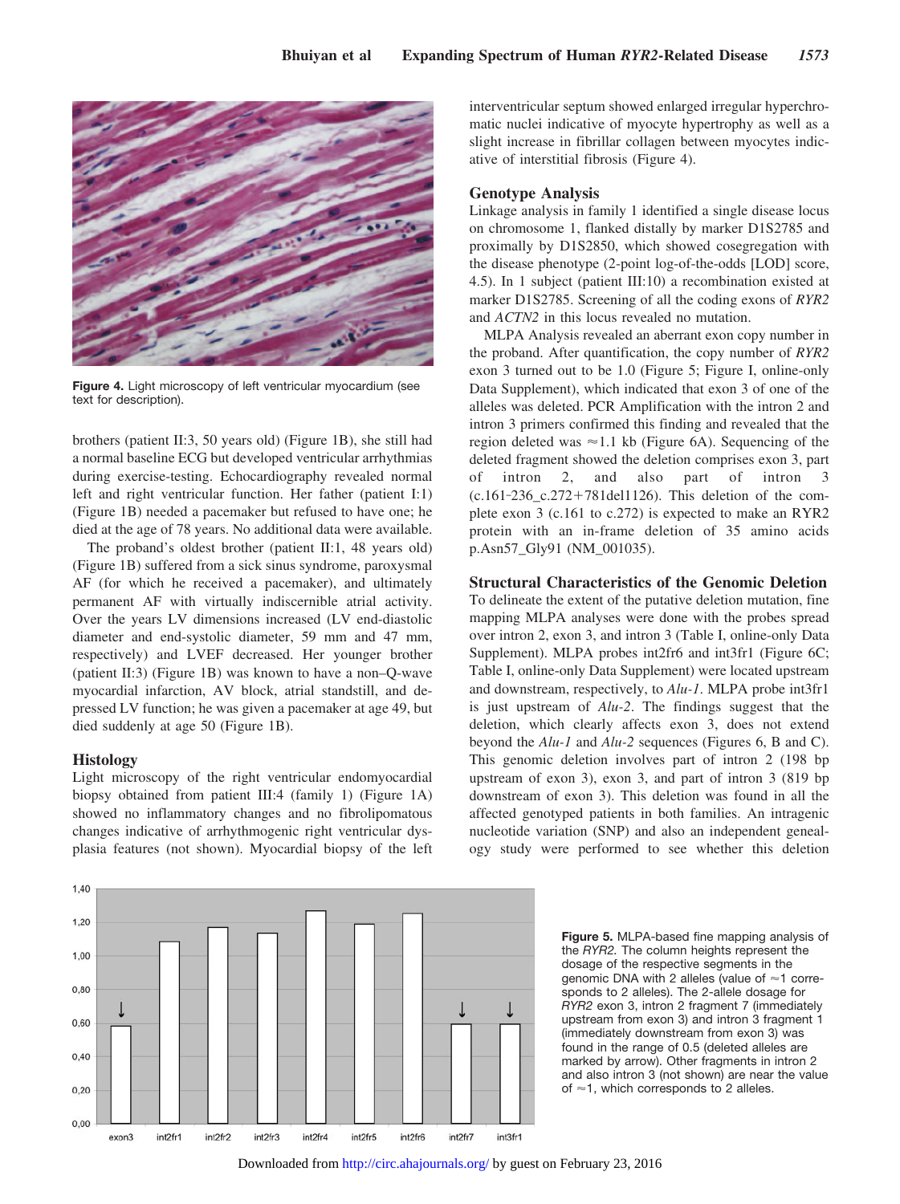Figure 4. Light microscopy of left ventricular myocardium (see text for description).

brothers (patient II:3, 50 years old) (Figure 1B), she still had a normal baseline ECG but developed ventricular arrhythmias during exercise-testing. Echocardiography revealed normal left and right ventricular function. Her father (patient I:1) (Figure 1B) needed a pacemaker but refused to have one; he died at the age of 78 years. No additional data were available.

The proband's oldest brother (patient II:1, 48 years old) (Figure 1B) suffered from a sick sinus syndrome, paroxysmal AF (for which he received a pacemaker), and ultimately permanent AF with virtually indiscernible atrial activity. Over the years LV dimensions increased (LV end-diastolic diameter and end-systolic diameter, 59 mm and 47 mm, respectively) and LVEF decreased. Her younger brother (patient II:3) (Figure 1B) was known to have a non–Q-wave myocardial infarction, AV block, atrial standstill, and depressed LV function; he was given a pacemaker at age 49, but died suddenly at age 50 (Figure 1B).

## Histology

Light microscopy of the right ventricular endomyocardial biopsy obtained from patient III:4 (family 1) (Figure 1A) showed no inflammatory changes and no fibrolipomatous changes indicative of arrhythmogenic right ventricular dysplasia features (not shown). Myocardial biopsy of the left interventricular septum showed enlarged irregular hyperchromatic nuclei indicative of myocyte hypertrophy as well as a slight increase in fibrillar collagen between myocytes indicative of interstitial fibrosis (Figure 4).

## Genotype Analysis

Linkage analysis in family 1 identified a single disease locus on chromosome 1, flanked distally by marker D1S2785 and proximally by D1S2850, which showed cosegregation with the disease phenotype (2-point log-of-the-odds [LOD] score, 4.5). In 1 subject (patient III:10) a recombination existed at marker D1S2785. Screening of all the coding exons of *RYR2* and *ACTN2* in this locus revealed no mutation.

MLPA Analysis revealed an aberrant exon copy number in the proband. After quantification, the copy number of *RYR2* exon 3 turned out to be 1.0 (Figure 5; Figure I, online-only Data Supplement), which indicated that exon 3 of one of the alleles was deleted. PCR Amplification with the intron 2 and intron 3 primers confirmed this finding and revealed that the region deleted was ≈1.1 kb (Figure 6A). Sequencing of the deleted fragment showed the deletion comprises exon 3, part of intron 2, and also part of intron 3 (c.161-236_c.272+781del1126). This deletion of the complete exon 3 (c.161 to c.272) is expected to make an RYR2 protein with an in-frame deletion of 35 amino acids p.Asn57_Gly91 (NM_001035).

## Structural Characteristics of the Genomic Deletion

To delineate the extent of the putative deletion mutation, fine mapping MLPA analyses were done with the probes spread over intron 2, exon 3, and intron 3 (Table I, online-only Data Supplement). MLPA probes int2fr6 and int3fr1 (Figure 6C; Table I, online-only Data Supplement) were located upstream and downstream, respectively, to *Alu-1*. MLPA probe int3fr1 is just upstream of *Alu-2*. The findings suggest that the deletion, which clearly affects exon 3, does not extend beyond the *Alu-1* and *Alu-2* sequences (Figures 6, B and C). This genomic deletion involves part of intron 2 (198 bp upstream of exon 3), exon 3, and part of intron 3 (819 bp downstream of exon 3). This deletion was found in all the affected genotyped patients in both families. An intragenic nucleotide variation (SNP) and also an independent genealogy study were performed to see whether this deletion

Figure 5. MLPA-based fine mapping analysis of the *RYR2*. The column heights represent the dosage of the respective segments in the genomic DNA with 2 alleles (value of ≈1 corresponds to 2 alleles). The 2-allele dosage for *RYR2* exon 3, intron 2 fragment 7 (immediately upstream from exon 3) and intron 3 fragment 1 (immediately downstream from exon 3) was found in the range of 0.5 (deleted alleles are marked by arrow). Other fragments in intron 2 and also intron 3 (not shown) are near the value of ≈1, which corresponds to 2 alleles.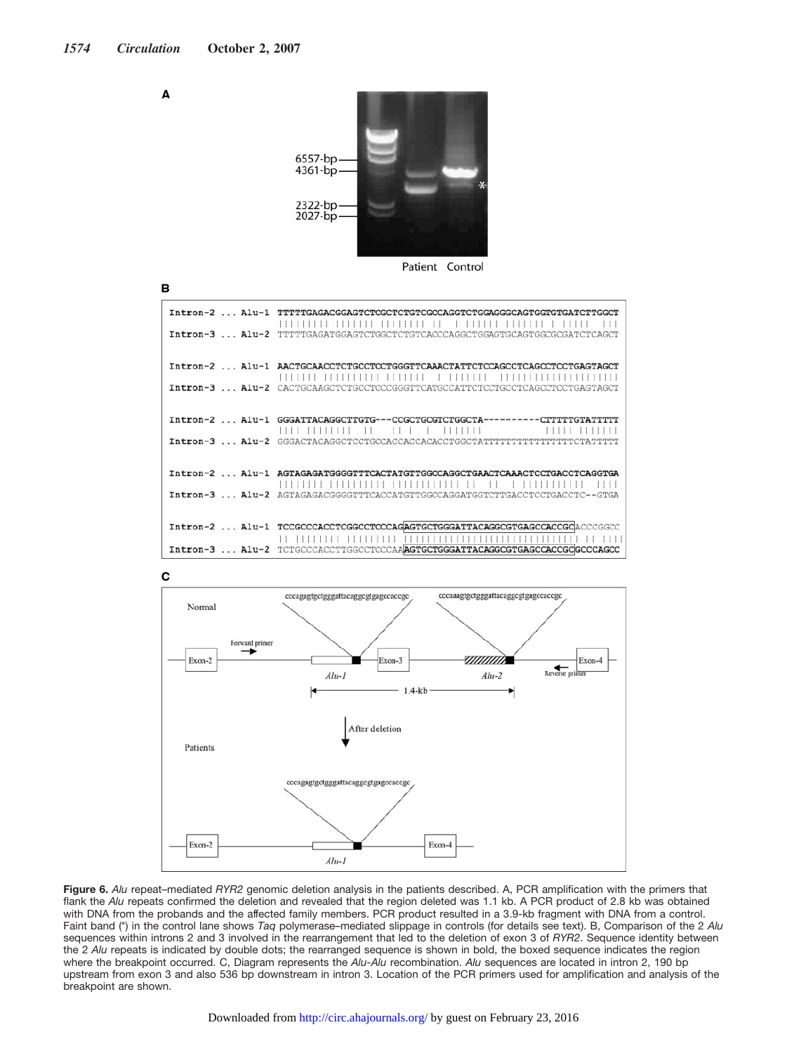**Figure 6.** *Alu* repeat–mediated *RYR2* genomic deletion analysis in the patients described. A, PCR amplification with the primers that flank the *Alu* repeats confirmed the deletion and revealed that the region deleted was 1.1 kb. A PCR product of 2.8 kb was obtained with DNA from the probands and the affected family members. PCR product resulted in a 3.9-kb fragment with DNA from a control. Faint band (*) in the control lane shows *Taq* polymerase–mediated slippage in controls (for details see text). B, Comparison of the 2 *Alu* sequences within introns 2 and 3 involved in the rearrangement that led to the deletion of exon 3 of *RYR2*. Sequence identity between the 2 *Alu* repeats is indicated by double dots; the rearranged sequence is shown in bold, the boxed sequence indicates the region where the breakpoint occurred. C, Diagram represents the *Alu*-*Alu* recombination. *Alu* sequences are located in intron 2, 190 bp upstream from exon 3 and also 536 bp downstream in intron 3. Location of the PCR primers used for amplification and analysis of the breakpoint are shown.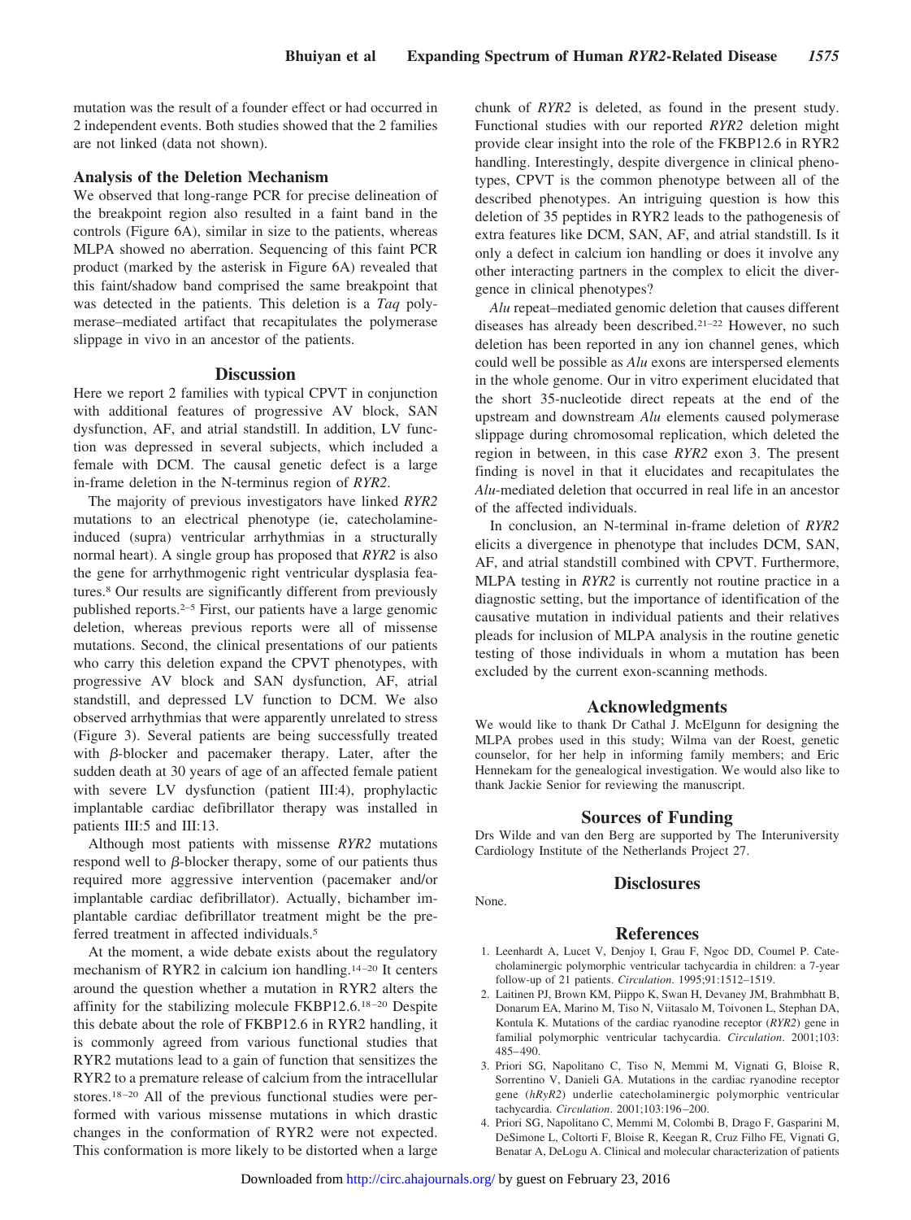mutation was the result of a founder effect or had occurred in 2 independent events. Both studies showed that the 2 families are not linked (data not shown).

### Analysis of the Deletion Mechanism

We observed that long-range PCR for precise delineation of the breakpoint region also resulted in a faint band in the controls (Figure 6A), similar in size to the patients, whereas MLPA showed no aberration. Sequencing of this faint PCR product (marked by the asterisk in Figure 6A) revealed that this faint/shadow band comprised the same breakpoint that was detected in the patients. This deletion is a *Taq* polymerase–mediated artifact that recapitulates the polymerase slippage in vivo in an ancestor of the patients.

## Discussion

Here we report 2 families with typical CPVT in conjunction with additional features of progressive AV block, SAN dysfunction, AF, and atrial standstill. In addition, LV function was depressed in several subjects, which included a female with DCM. The causal genetic defect is a large in-frame deletion in the N-terminus region of *RYR2*.

The majority of previous investigators have linked *RYR2* mutations to an electrical phenotype (ie, catecholamine-induced (supra) ventricular arrhythmias in a structurally normal heart). A single group has proposed that *RYR2* is also the gene for arrhythmogenic right ventricular dysplasia features.[8] Our results are significantly different from previously published reports.[2–5] First, our patients have a large genomic deletion, whereas previous reports were all of missense mutations. Second, the clinical presentations of our patients who carry this deletion expand the CPVT phenotypes, with progressive AV block and SAN dysfunction, AF, atrial standstill, and depressed LV function to DCM. We also observed arrhythmias that were apparently unrelated to stress (Figure 3). Several patients are being successfully treated with β-blocker and pacemaker therapy. Later, after the sudden death at 30 years of age of an affected female patient with severe LV dysfunction (patient III:4), prophylactic implantable cardiac defibrillator therapy was installed in patients III:5 and III:13.

Although most patients with missense *RYR2* mutations respond well to β-blocker therapy, some of our patients thus required more aggressive intervention (pacemaker and/or implantable cardiac defibrillator). Actually, bichamber implantable cardiac defibrillator treatment might be the preferred treatment in affected individuals.[5]

At the moment, a wide debate exists about the regulatory mechanism of RYR2 in calcium ion handling.[14–20] It centers around the question whether a mutation in RYR2 alters the affinity for the stabilizing molecule FKBP12.6.[18–20] Despite this debate about the role of FKBP12.6 in RYR2 handling, it is commonly agreed from various functional studies that RYR2 mutations lead to a gain of function that sensitizes the RYR2 to a premature release of calcium from the intracellular stores.[18–20] All of the previous functional studies were performed with various missense mutations in which drastic changes in the conformation of RYR2 were not expected. This conformation is more likely to be distorted when a large chunk of *RYR2* is deleted, as found in the present study. Functional studies with our reported *RYR2* deletion might provide clear insight into the role of the FKBP12.6 in RYR2 handling. Interestingly, despite divergence in clinical phenotypes, CPVT is the common phenotype between all of the described phenotypes. An intriguing question is how this deletion of 35 peptides in RYR2 leads to the pathogenesis of extra features like DCM, SAN, AF, and atrial standstill. Is it only a defect in calcium ion handling or does it involve any other interacting partners in the complex to elicit the divergence in clinical phenotypes?

*Alu* repeat–mediated genomic deletion that causes different diseases has already been described.[21–22] However, no such deletion has been reported in any ion channel genes, which could well be possible as *Alu* exons are interspersed elements in the whole genome. Our in vitro experiment elucidated that the short 35-nucleotide direct repeats at the end of the upstream and downstream *Alu* elements caused polymerase slippage during chromosomal replication, which deleted the region in between, in this case *RYR2* exon 3. The present finding is novel in that it elucidates and recapitulates the *Alu*-mediated deletion that occurred in real life in an ancestor of the affected individuals.

In conclusion, an N-terminal in-frame deletion of *RYR2* elicits a divergence in phenotype that includes DCM, SAN, AF, and atrial standstill combined with CPVT. Furthermore, MLPA testing in *RYR2* is currently not routine practice in a diagnostic setting, but the importance of identification of the causative mutation in individual patients and their relatives pleads for inclusion of MLPA analysis in the routine genetic testing of those individuals in whom a mutation has been excluded by the current exon-scanning methods.

## Acknowledgments

We would like to thank Dr Cathal J. McElgunn for designing the MLPA probes used in this study; Wilma van der Roest, genetic counselor, for her help in informing family members; and Eric Hennekam for the genealogical investigation. We would also like to thank Jackie Senior for reviewing the manuscript.

## Sources of Funding

Drs Wilde and van den Berg are supported by The Interuniversity Cardiology Institute of the Netherlands Project 27.

## Disclosures

None.

## References

1. Leenhardt A, Lucet V, Denjoy I, Grau F, Ngoc DD, Coumel P. Catecholaminergic polymorphic ventricular tachycardia in children: a 7-year follow-up of 21 patients. *Circulation*. 1995;91:1512–1519.
2. Laitinen PJ, Brown KM, Piippo K, Swan H, Devaney JM, Brahmbhatt B, Donarum EA, Marino M, Tiso N, Viitasalo M, Toivonen L, Stephan DA, Kontula K. Mutations of the cardiac ryanodine receptor (*RYR2*) gene in familial polymorphic ventricular tachycardia. *Circulation*. 2001;103:485–490.
3. Priori SG, Napolitano C, Tiso N, Memmi M, Vignati G, Bloise R, Sorrentino V, Danieli GA. Mutations in the cardiac ryanodine receptor gene (*hRyR2*) underlie catecholaminergic polymorphic ventricular tachycardia. *Circulation*. 2001;103:196–200.
4. Priori SG, Napolitano C, Memmi M, Colombi B, Drago F, Gasparini M, DeSimone L, Coltorti F, Bloise R, Keegan R, Cruz Filho FE, Vignati G, Benatar A, DeLogu A. Clinical and molecular characterization of patients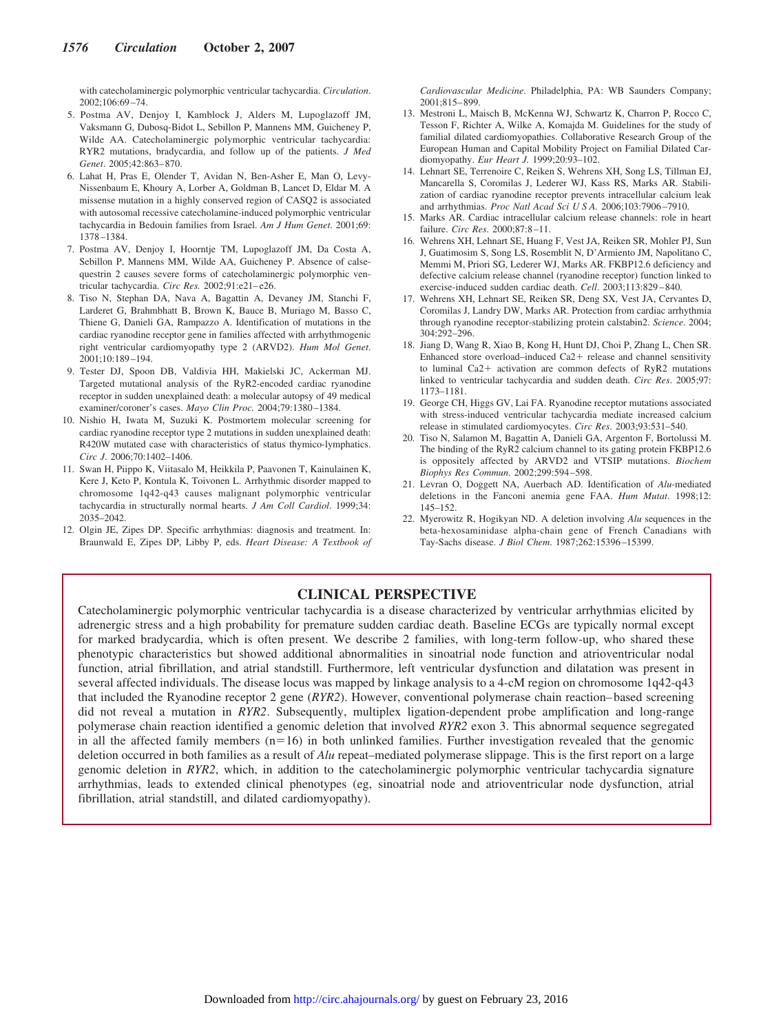with catecholaminergic polymorphic ventricular tachycardia. *Circulation*. 2002;106:69–74.

5. Postma AV, Denjoy I, Kamblock J, Alders M, Lupoglazoff JM, Vaksmann G, Dubosq-Bidot L, Sebillon P, Mannens MM, Guicheney P, Wilde AA. Catecholaminergic polymorphic ventricular tachycardia: RYR2 mutations, bradycardia, and follow up of the patients. *J Med Genet*. 2005;42:863–870.
6. Lahat H, Pras E, Olender T, Avidan N, Ben-Asher E, Man O, Levy-Nissenbaum E, Khoury A, Lorber A, Goldman B, Lancet D, Eldar M. A missense mutation in a highly conserved region of CASQ2 is associated with autosomal recessive catecholamine-induced polymorphic ventricular tachycardia in Bedouin families from Israel. *Am J Hum Genet*. 2001;69: 1378–1384.
7. Postma AV, Denjoy I, Hoorntje TM, Lupoglazoff JM, Da Costa A, Sebillon P, Mannens MM, Wilde AA, Guicheney P. Absence of calsequestrin 2 causes severe forms of catecholaminergic polymorphic ventricular tachycardia. *Circ Res*. 2002;91:e21–e26.
8. Tiso N, Stephan DA, Nava A, Bagattin A, Devaney JM, Stanchi F, Larderet G, Brahmbhatt B, Brown K, Bauce B, Muriago M, Basso C, Thiene G, Danieli GA, Rampazzo A. Identification of mutations in the cardiac ryanodine receptor gene in families affected with arrhythmogenic right ventricular cardiomyopathy type 2 (ARVD2). *Hum Mol Genet*. 2001;10:189–194.
9. Tester DJ, Spoon DB, Valdivia HH, Makielski JC, Ackerman MJ. Targeted mutational analysis of the RyR2-encoded cardiac ryanodine receptor in sudden unexplained death: a molecular autopsy of 49 medical examiner/coroner's cases. *Mayo Clin Proc*. 2004;79:1380–1384.
10. Nishio H, Iwata M, Suzuki K. Postmortem molecular screening for cardiac ryanodine receptor type 2 mutations in sudden unexplained death: R420W mutated case with characteristics of status thymico-lymphatics. *Circ J*. 2006;70:1402–1406.
11. Swan H, Piippo K, Viitasalo M, Heikkila P, Paavonen T, Kainulainen K, Kere J, Keto P, Kontula K, Toivonen L. Arrhythmic disorder mapped to chromosome 1q42-q43 causes malignant polymorphic ventricular tachycardia in structurally normal hearts. *J Am Coll Cardiol*. 1999;34: 2035–2042.
12. Olgin JE, Zipes DP. Specific arrhythmias: diagnosis and treatment. In: Braunwald E, Zipes DP, Libby P, eds. *Heart Disease: A Textbook of Cardiovascular Medicine*. Philadelphia, PA: WB Saunders Company; 2001;815–899.
13. Mestroni L, Maisch B, McKenna WJ, Schwartz K, Charron P, Rocco C, Tesson F, Richter A, Wilke A, Komajda M. Guidelines for the study of familial dilated cardiomyopathies. Collaborative Research Group of the European Human and Capital Mobility Project on Familial Dilated Cardiomyopathy. *Eur Heart J*. 1999;20:93–102.
14. Lehnart SE, Terrenoire C, Reiken S, Wehrens XH, Song LS, Tillman EJ, Mancarella S, Coromilas J, Lederer WJ, Kass RS, Marks AR. Stabilization of cardiac ryanodine receptor prevents intracellular calcium leak and arrhythmias. *Proc Natl Acad Sci U S A*. 2006;103:7906–7910.
15. Marks AR. Cardiac intracellular calcium release channels: role in heart failure. *Circ Res*. 2000;87:8–11.
16. Wehrens XH, Lehnart SE, Huang F, Vest JA, Reiken SR, Mohler PJ, Sun J, Guatimosim S, Song LS, Rosemblit N, D'Armiento JM, Napolitano C, Memmi M, Priori SG, Lederer WJ, Marks AR. FKBP12.6 deficiency and defective calcium release channel (ryanodine receptor) function linked to exercise-induced sudden cardiac death. *Cell*. 2003;113:829–840.
17. Wehrens XH, Lehnart SE, Reiken SR, Deng SX, Vest JA, Cervantes D, Coromilas J, Landry DW, Marks AR. Protection from cardiac arrhythmia through ryanodine receptor-stabilizing protein calstabin2. *Science*. 2004; 304:292–296.
18. Jiang D, Wang R, Xiao B, Kong H, Hunt DJ, Choi P, Zhang L, Chen SR. Enhanced store overload–induced $Ca^{2+}$ release and channel sensitivity to luminal $Ca^{2+}$ activation are common defects of RyR2 mutations linked to ventricular tachycardia and sudden death. *Circ Res*. 2005;97: 1173–1181.
19. George CH, Higgs GV, Lai FA. Ryanodine receptor mutations associated with stress-induced ventricular tachycardia mediate increased calcium release in stimulated cardiomyocytes. *Circ Res*. 2003;93:531–540.
20. Tiso N, Salamon M, Bagattin A, Danieli GA, Argenton F, Bortolussi M. The binding of the RyR2 calcium channel to its gating protein FKBP12.6 is oppositely affected by ARVD2 and VTSIP mutations. *Biochem Biophys Res Commun*. 2002;299:594–598.
21. Levran O, Doggett NA, Auerbach AD. Identification of *Alu*-mediated deletions in the Fanconi anemia gene FAA. *Hum Mutat*. 1998;12: 145–152.
22. Myerowitz R, Hogikyan ND. A deletion involving *Alu* sequences in the beta-hexosaminidase alpha-chain gene of French Canadians with Tay-Sachs disease. *J Biol Chem*. 1987;262:15396–15399.

## CLINICAL PERSPECTIVE

Catecholaminergic polymorphic ventricular tachycardia is a disease characterized by ventricular arrhythmias elicited by adrenergic stress and a high probability for premature sudden cardiac death. Baseline ECGs are typically normal except for marked bradycardia, which is often present. We describe 2 families, with long-term follow-up, who shared these phenotypic characteristics but showed additional abnormalities in sinoatrial node function and atrioventricular nodal function, atrial fibrillation, and atrial standstill. Furthermore, left ventricular dysfunction and dilatation was present in several affected individuals. The disease locus was mapped by linkage analysis to a 4-cM region on chromosome 1q42-q43 that included the Ryanodine receptor 2 gene (*RYR2*). However, conventional polymerase chain reaction–based screening did not reveal a mutation in *RYR2*. Subsequently, multiplex ligation-dependent probe amplification and long-range polymerase chain reaction identified a genomic deletion that involved *RYR2* exon 3. This abnormal sequence segregated in all the affected family members (n=16) in both unlinked families. Further investigation revealed that the genomic deletion occurred in both families as a result of *Alu* repeat–mediated polymerase slippage. This is the first report on a large genomic deletion in *RYR2*, which, in addition to the catecholaminergic polymorphic ventricular tachycardia signature arrhythmias, leads to extended clinical phenotypes (eg, sinoatrial node and atrioventricular node dysfunction, atrial fibrillation, atrial standstill, and dilated cardiomyopathy).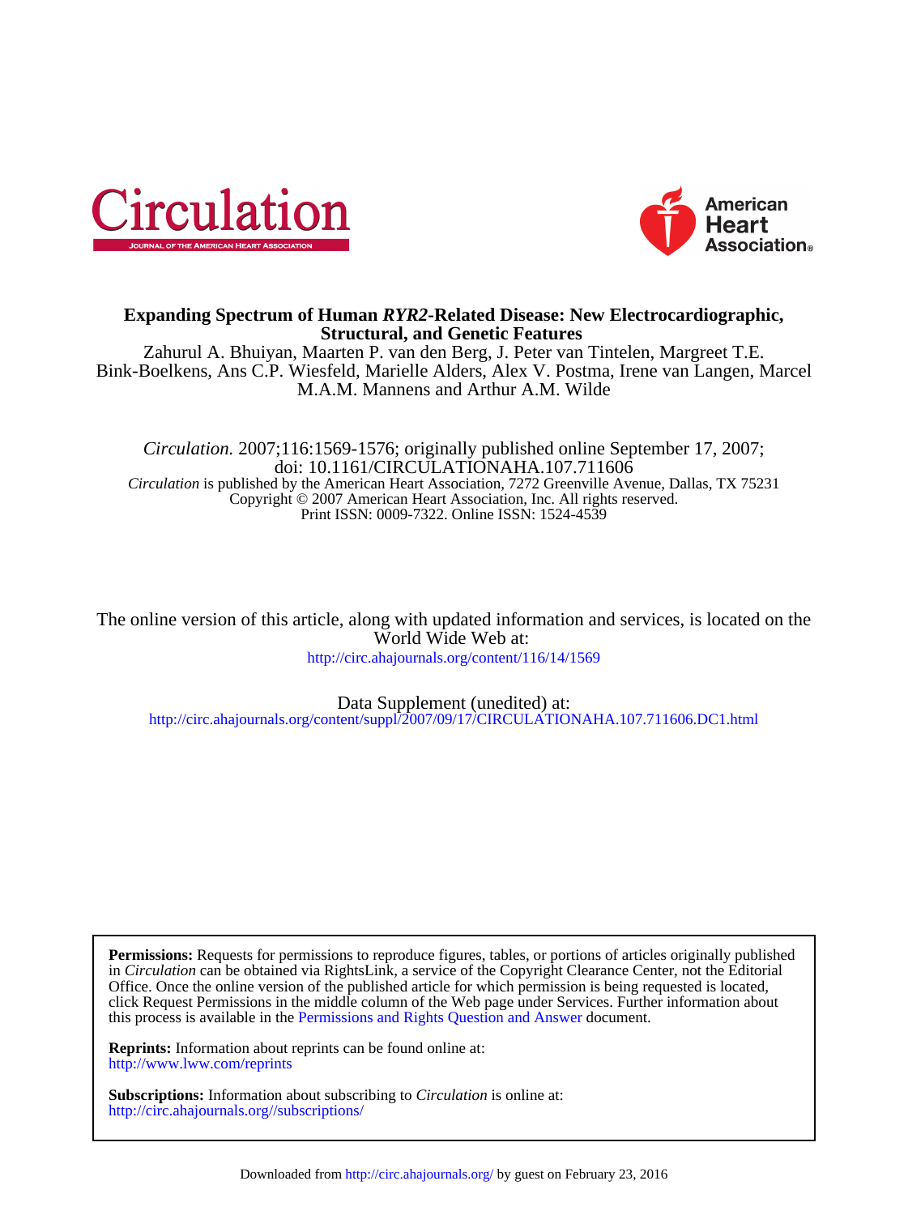# Expanding Spectrum of Human *RYR2*-Related Disease: New Electrocardiographic, Structural, and Genetic Features

Zahurul A. Bhuiyan, Maarten P. van den Berg, J. Peter van Tintelen, Margreet T.E. Bink-Boelkens, Ans C.P. Wiesfeld, Marielle Alders, Alex V. Postma, Irene van Langen, Marcel M.A.M. Mannens and Arthur A.M. Wilde

*Circulation.* 2007;116:1569-1576; originally published online September 17, 2007;
doi: 10.1161/CIRCULATIONAHA.107.711606

*Circulation* is published by the American Heart Association, 7272 Greenville Avenue, Dallas, TX 75231
Copyright © 2007 American Heart Association, Inc. All rights reserved.
Print ISSN: 0009-7322. Online ISSN: 1524-4539

The online version of this article, along with updated information and services, is located on the World Wide Web at:
http://circ.ahajournals.org/content/116/14/1569

Data Supplement (unedited) at:
http://circ.ahajournals.org/content/suppl/2007/09/17/CIRCULATIONAHA.107.711606.DC1.html

**Permissions:** Requests for permissions to reproduce figures, tables, or portions of articles originally published in *Circulation* can be obtained via RightsLink, a service of the Copyright Clearance Center, not the Editorial Office. Once the online version of the published article for which permission is being requested is located, click Request Permissions in the middle column of the Web page under Services. Further information about this process is available in the Permissions and Rights Question and Answer document.

**Reprints:** Information about reprints can be found online at:
http://www.lww.com/reprints

**Subscriptions:** Information about subscribing to *Circulation* is online at:
http://circ.ahajournals.org//subscriptions/